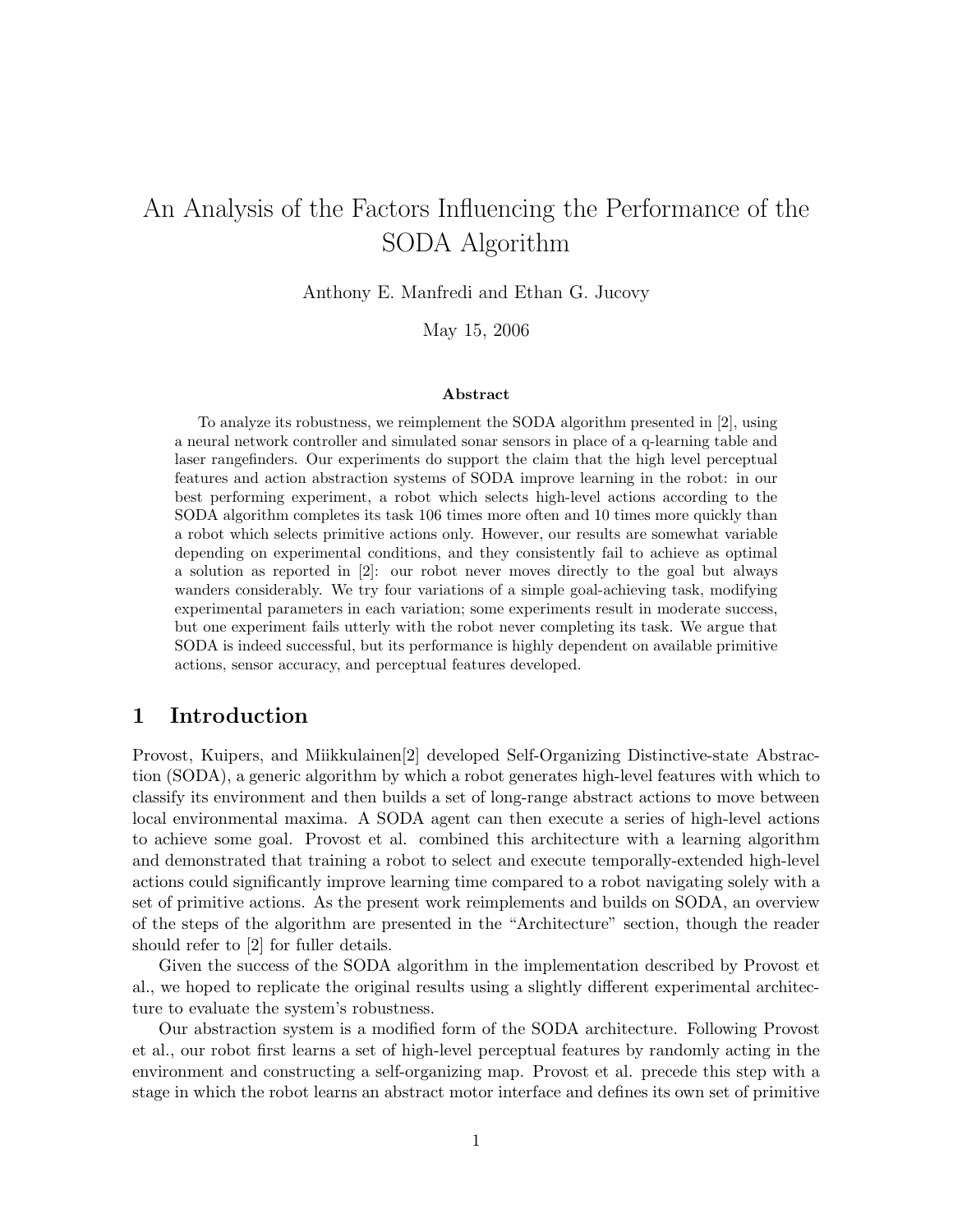# An Analysis of the Factors Influencing the Performance of the SODA Algorithm

Anthony E. Manfredi and Ethan G. Jucovy

May 15, 2006

### Abstract

To analyze its robustness, we reimplement the SODA algorithm presented in [2], using a neural network controller and simulated sonar sensors in place of a q-learning table and laser rangefinders. Our experiments do support the claim that the high level perceptual features and action abstraction systems of SODA improve learning in the robot: in our best performing experiment, a robot which selects high-level actions according to the SODA algorithm completes its task 106 times more often and 10 times more quickly than a robot which selects primitive actions only. However, our results are somewhat variable depending on experimental conditions, and they consistently fail to achieve as optimal a solution as reported in [2]: our robot never moves directly to the goal but always wanders considerably. We try four variations of a simple goal-achieving task, modifying experimental parameters in each variation; some experiments result in moderate success, but one experiment fails utterly with the robot never completing its task. We argue that SODA is indeed successful, but its performance is highly dependent on available primitive actions, sensor accuracy, and perceptual features developed.

## 1 Introduction

Provost, Kuipers, and Miikkulainen[2] developed Self-Organizing Distinctive-state Abstraction (SODA), a generic algorithm by which a robot generates high-level features with which to classify its environment and then builds a set of long-range abstract actions to move between local environmental maxima. A SODA agent can then execute a series of high-level actions to achieve some goal. Provost et al. combined this architecture with a learning algorithm and demonstrated that training a robot to select and execute temporally-extended high-level actions could significantly improve learning time compared to a robot navigating solely with a set of primitive actions. As the present work reimplements and builds on SODA, an overview of the steps of the algorithm are presented in the "Architecture" section, though the reader should refer to [2] for fuller details.

Given the success of the SODA algorithm in the implementation described by Provost et al., we hoped to replicate the original results using a slightly different experimental architecture to evaluate the system's robustness.

Our abstraction system is a modified form of the SODA architecture. Following Provost et al., our robot first learns a set of high-level perceptual features by randomly acting in the environment and constructing a self-organizing map. Provost et al. precede this step with a stage in which the robot learns an abstract motor interface and defines its own set of primitive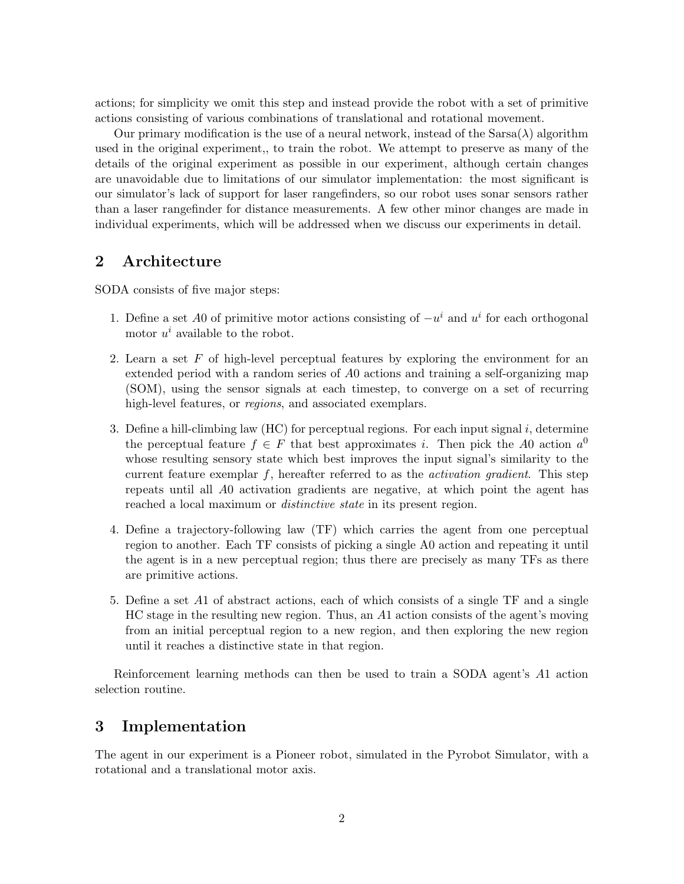actions; for simplicity we omit this step and instead provide the robot with a set of primitive actions consisting of various combinations of translational and rotational movement.

Our primary modification is the use of a neural network, instead of the Sarsa($\lambda$) algorithm used in the original experiment,, to train the robot. We attempt to preserve as many of the details of the original experiment as possible in our experiment, although certain changes are unavoidable due to limitations of our simulator implementation: the most significant is our simulator's lack of support for laser rangefinders, so our robot uses sonar sensors rather than a laser rangefinder for distance measurements. A few other minor changes are made in individual experiments, which will be addressed when we discuss our experiments in detail.

## 2 Architecture

SODA consists of five major steps:

1. Define a set $A0$ of primitive motor actions consisting of $-u^i$ and $u^i$ for each orthogonal motor $u^i$ available to the robot.
2. Learn a set $F$ of high-level perceptual features by exploring the environment for an extended period with a random series of $A0$ actions and training a self-organizing map (SOM), using the sensor signals at each timestep, to converge on a set of recurring high-level features, or *regions*, and associated exemplars.
3. Define a hill-climbing law (HC) for perceptual regions. For each input signal $i$, determine the perceptual feature $f \in F$ that best approximates $i$. Then pick the $A0$ action $a^0$ whose resulting sensory state which best improves the input signal's similarity to the current feature exemplar $f$, hereafter referred to as the *activation gradient*. This step repeats until all $A0$ activation gradients are negative, at which point the agent has reached a local maximum or *distinctive state* in its present region.
4. Define a trajectory-following law (TF) which carries the agent from one perceptual region to another. Each TF consists of picking a single A0 action and repeating it until the agent is in a new perceptual region; thus there are precisely as many TFs as there are primitive actions.
5. Define a set $A1$ of abstract actions, each of which consists of a single TF and a single HC stage in the resulting new region. Thus, an $A1$ action consists of the agent's moving from an initial perceptual region to a new region, and then exploring the new region until it reaches a distinctive state in that region.

Reinforcement learning methods can then be used to train a SODA agent's $A1$ action selection routine.

## 3 Implementation

The agent in our experiment is a Pioneer robot, simulated in the Pyrobot Simulator, with a rotational and a translational motor axis.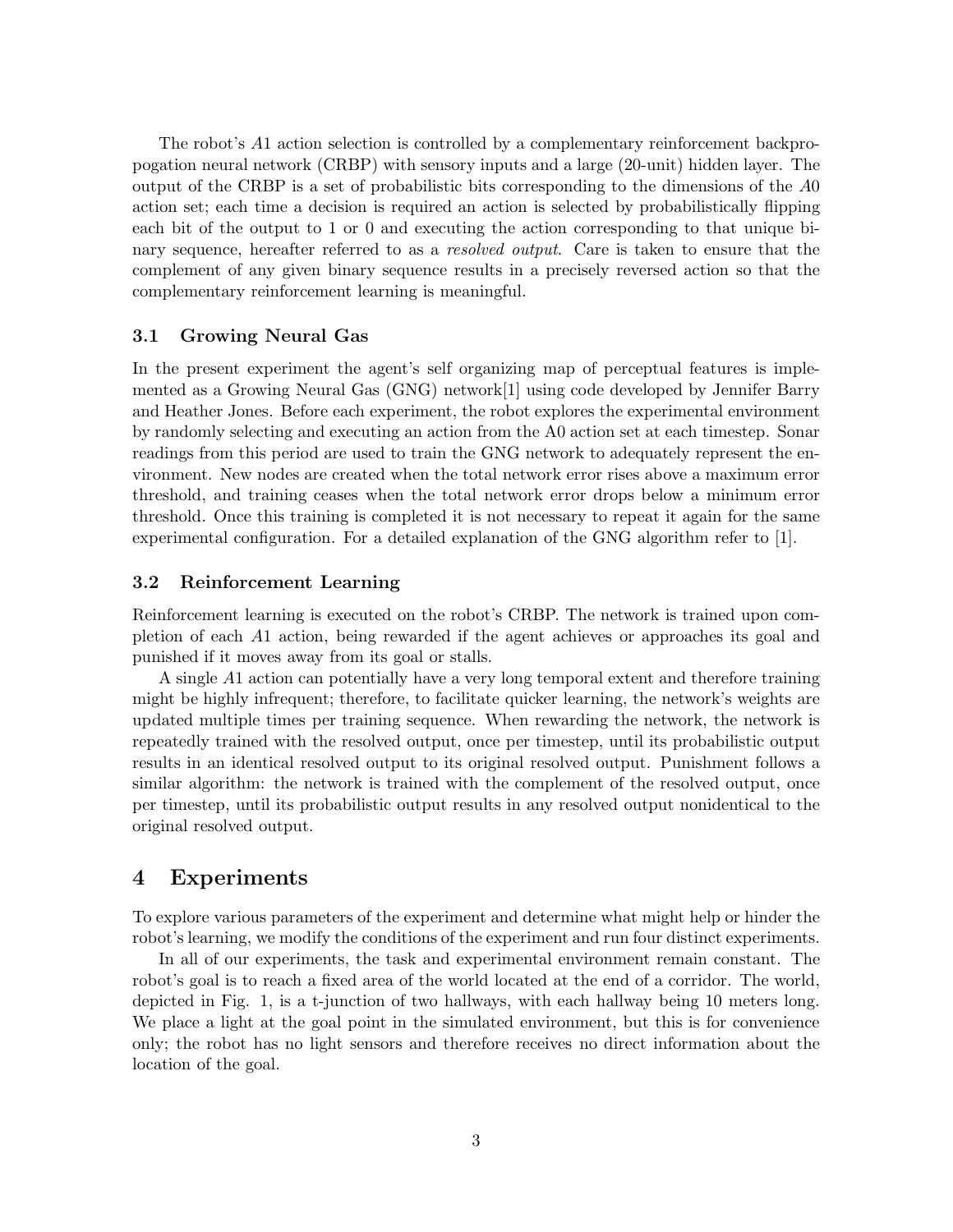The robot's $A1$ action selection is controlled by a complementary reinforcement backpropogation neural network (CRBP) with sensory inputs and a large (20-unit) hidden layer. The output of the CRBP is a set of probabilistic bits corresponding to the dimensions of the $A0$ action set; each time a decision is required an action is selected by probabilistically flipping each bit of the output to 1 or 0 and executing the action corresponding to that unique binary sequence, hereafter referred to as a *resolved output*. Care is taken to ensure that the complement of any given binary sequence results in a precisely reversed action so that the complementary reinforcement learning is meaningful.

### 3.1 Growing Neural Gas

In the present experiment the agent's self organizing map of perceptual features is implemented as a Growing Neural Gas (GNG) network[1] using code developed by Jennifer Barry and Heather Jones. Before each experiment, the robot explores the experimental environment by randomly selecting and executing an action from the A0 action set at each timestep. Sonar readings from this period are used to train the GNG network to adequately represent the environment. New nodes are created when the total network error rises above a maximum error threshold, and training ceases when the total network error drops below a minimum error threshold. Once this training is completed it is not necessary to repeat it again for the same experimental configuration. For a detailed explanation of the GNG algorithm refer to [1].

### 3.2 Reinforcement Learning

Reinforcement learning is executed on the robot's CRBP. The network is trained upon completion of each $A1$ action, being rewarded if the agent achieves or approaches its goal and punished if it moves away from its goal or stalls.

A single $A1$ action can potentially have a very long temporal extent and therefore training might be highly infrequent; therefore, to facilitate quicker learning, the network's weights are updated multiple times per training sequence. When rewarding the network, the network is repeatedly trained with the resolved output, once per timestep, until its probabilistic output results in an identical resolved output to its original resolved output. Punishment follows a similar algorithm: the network is trained with the complement of the resolved output, once per timestep, until its probabilistic output results in any resolved output nonidentical to the original resolved output.

## 4 Experiments

To explore various parameters of the experiment and determine what might help or hinder the robot's learning, we modify the conditions of the experiment and run four distinct experiments.

In all of our experiments, the task and experimental environment remain constant. The robot's goal is to reach a fixed area of the world located at the end of a corridor. The world, depicted in Fig. 1, is a t-junction of two hallways, with each hallway being 10 meters long. We place a light at the goal point in the simulated environment, but this is for convenience only; the robot has no light sensors and therefore receives no direct information about the location of the goal.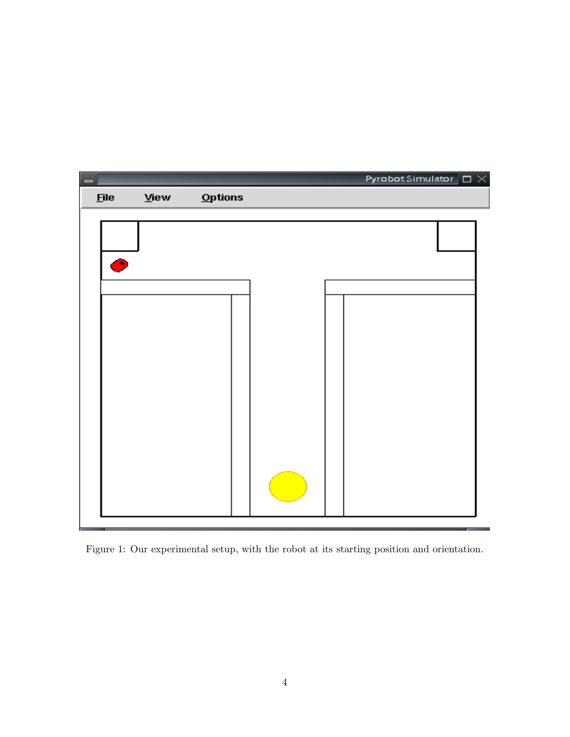Figure 1: Our experimental setup, with the robot at its starting position and orientation.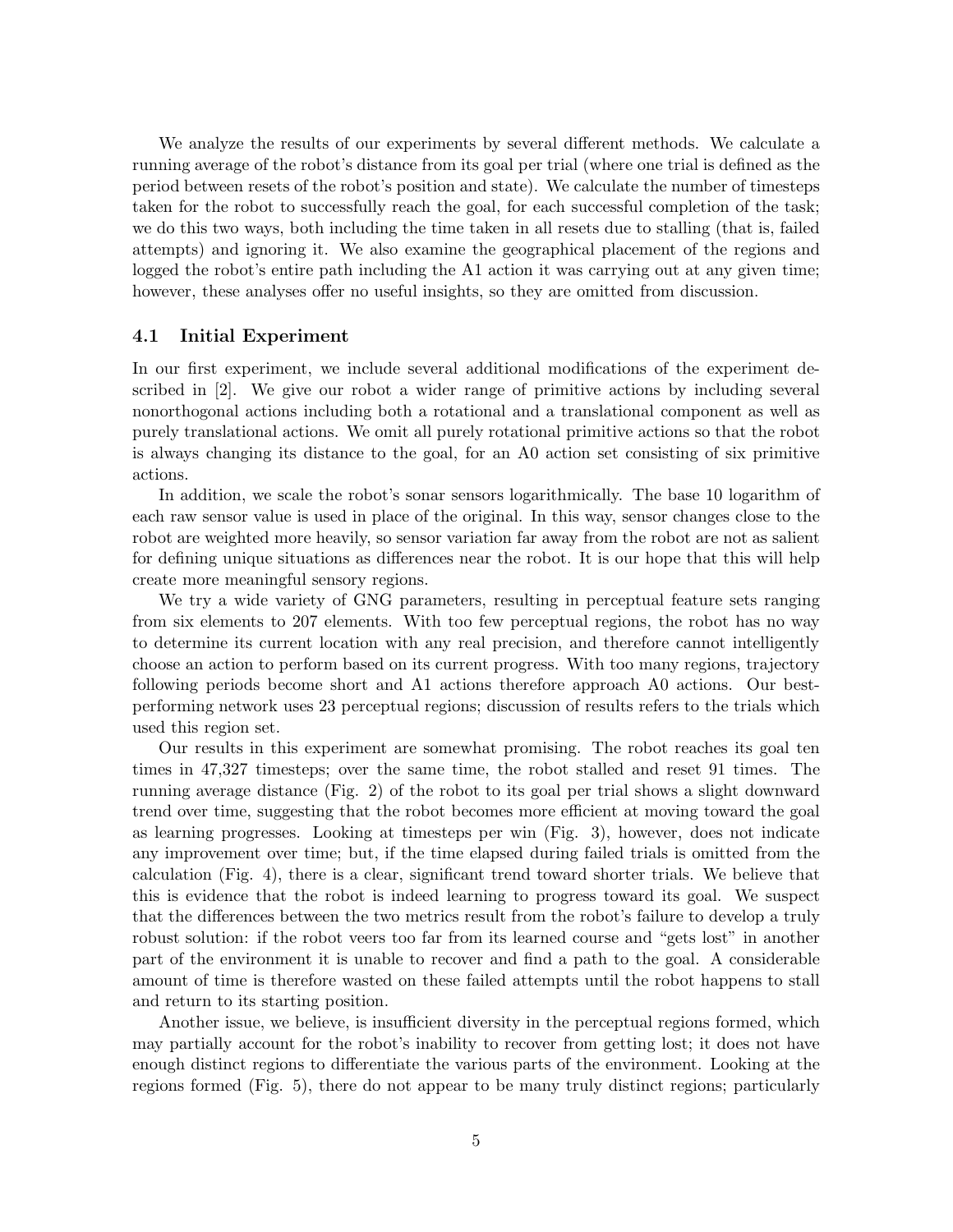We analyze the results of our experiments by several different methods. We calculate a running average of the robot's distance from its goal per trial (where one trial is defined as the period between resets of the robot's position and state). We calculate the number of timesteps taken for the robot to successfully reach the goal, for each successful completion of the task; we do this two ways, both including the time taken in all resets due to stalling (that is, failed attempts) and ignoring it. We also examine the geographical placement of the regions and logged the robot's entire path including the A1 action it was carrying out at any given time; however, these analyses offer no useful insights, so they are omitted from discussion.

### 4.1 Initial Experiment

In our first experiment, we include several additional modifications of the experiment described in [2]. We give our robot a wider range of primitive actions by including several nonorthogonal actions including both a rotational and a translational component as well as purely translational actions. We omit all purely rotational primitive actions so that the robot is always changing its distance to the goal, for an A0 action set consisting of six primitive actions.

In addition, we scale the robot's sonar sensors logarithmically. The base 10 logarithm of each raw sensor value is used in place of the original. In this way, sensor changes close to the robot are weighted more heavily, so sensor variation far away from the robot are not as salient for defining unique situations as differences near the robot. It is our hope that this will help create more meaningful sensory regions.

We try a wide variety of GNG parameters, resulting in perceptual feature sets ranging from six elements to 207 elements. With too few perceptual regions, the robot has no way to determine its current location with any real precision, and therefore cannot intelligently choose an action to perform based on its current progress. With too many regions, trajectory following periods become short and A1 actions therefore approach A0 actions. Our best-performing network uses 23 perceptual regions; discussion of results refers to the trials which used this region set.

Our results in this experiment are somewhat promising. The robot reaches its goal ten times in 47,327 timesteps; over the same time, the robot stalled and reset 91 times. The running average distance (Fig. 2) of the robot to its goal per trial shows a slight downward trend over time, suggesting that the robot becomes more efficient at moving toward the goal as learning progresses. Looking at timesteps per win (Fig. 3), however, does not indicate any improvement over time; but, if the time elapsed during failed trials is omitted from the calculation (Fig. 4), there is a clear, significant trend toward shorter trials. We believe that this is evidence that the robot is indeed learning to progress toward its goal. We suspect that the differences between the two metrics result from the robot's failure to develop a truly robust solution: if the robot veers too far from its learned course and "gets lost" in another part of the environment it is unable to recover and find a path to the goal. A considerable amount of time is therefore wasted on these failed attempts until the robot happens to stall and return to its starting position.

Another issue, we believe, is insufficient diversity in the perceptual regions formed, which may partially account for the robot's inability to recover from getting lost; it does not have enough distinct regions to differentiate the various parts of the environment. Looking at the regions formed (Fig. 5), there do not appear to be many truly distinct regions; particularly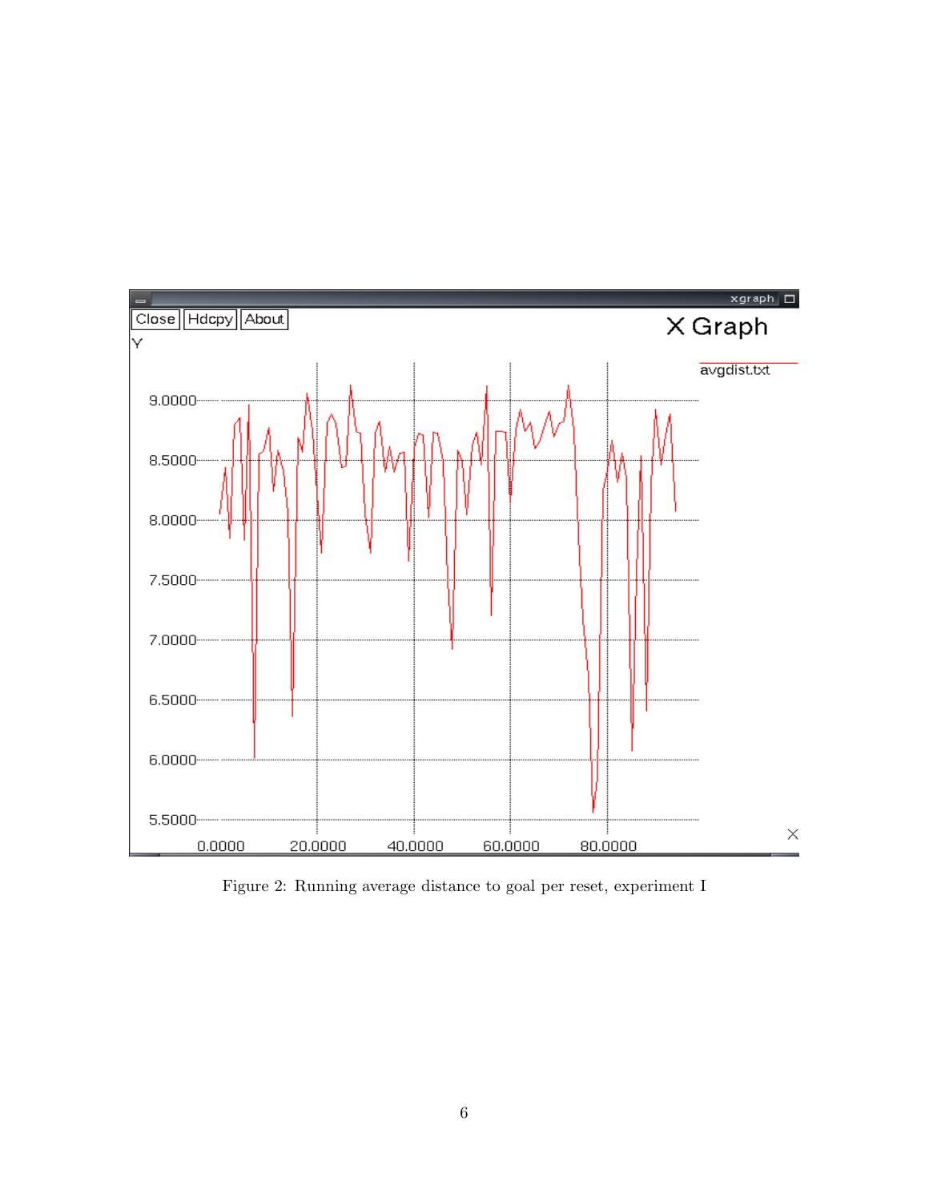Figure 2: Running average distance to goal per reset, experiment I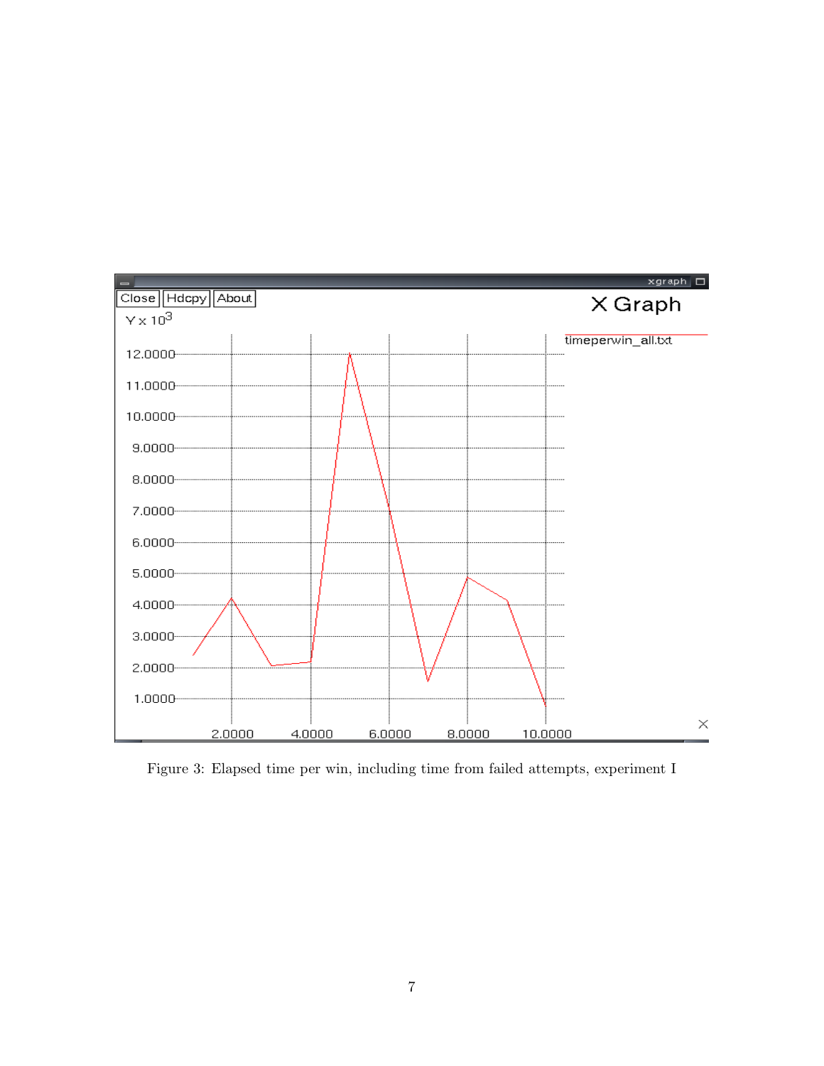Figure 3: Elapsed time per win, including time from failed attempts, experiment I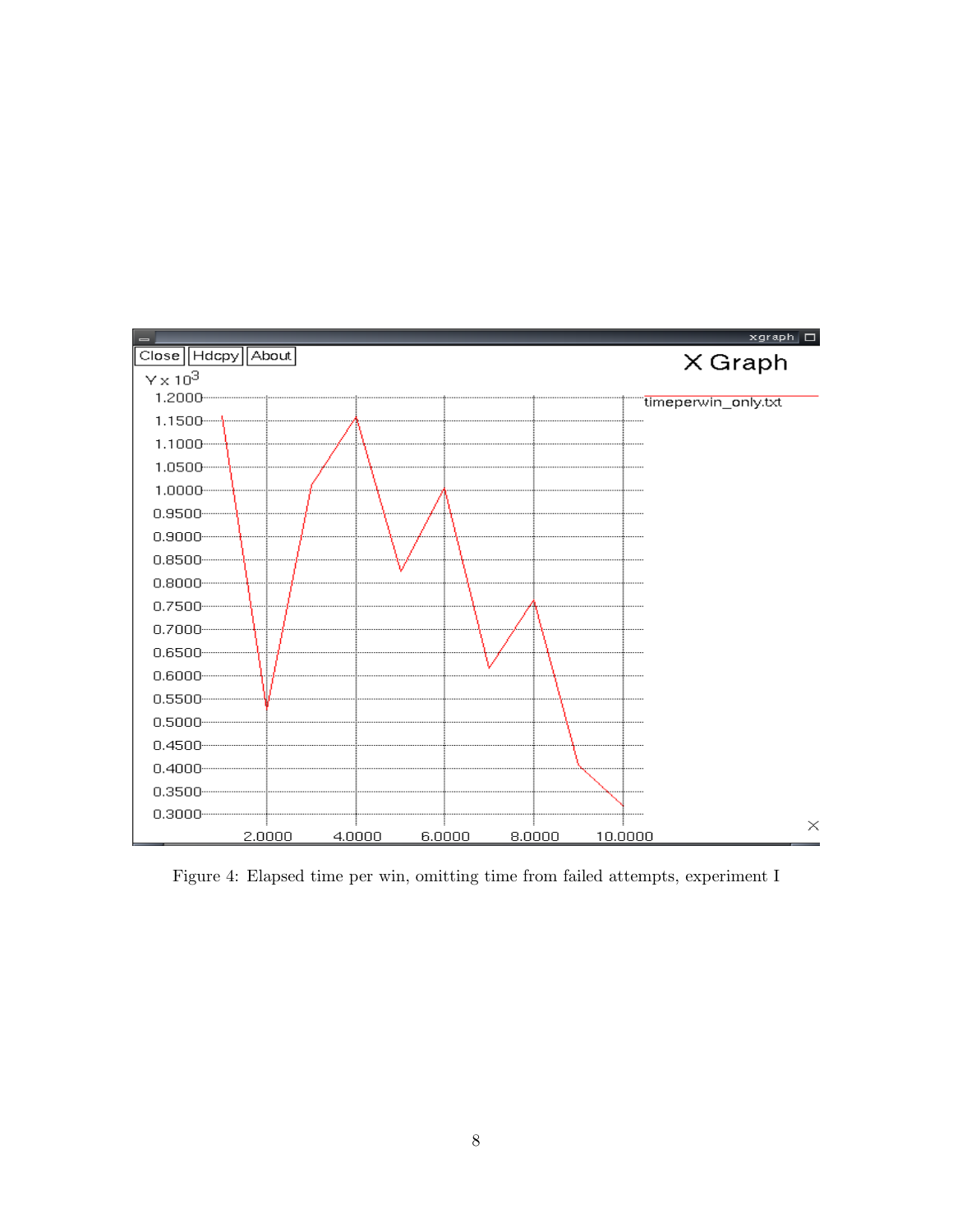Figure 4: Elapsed time per win, omitting time from failed attempts, experiment I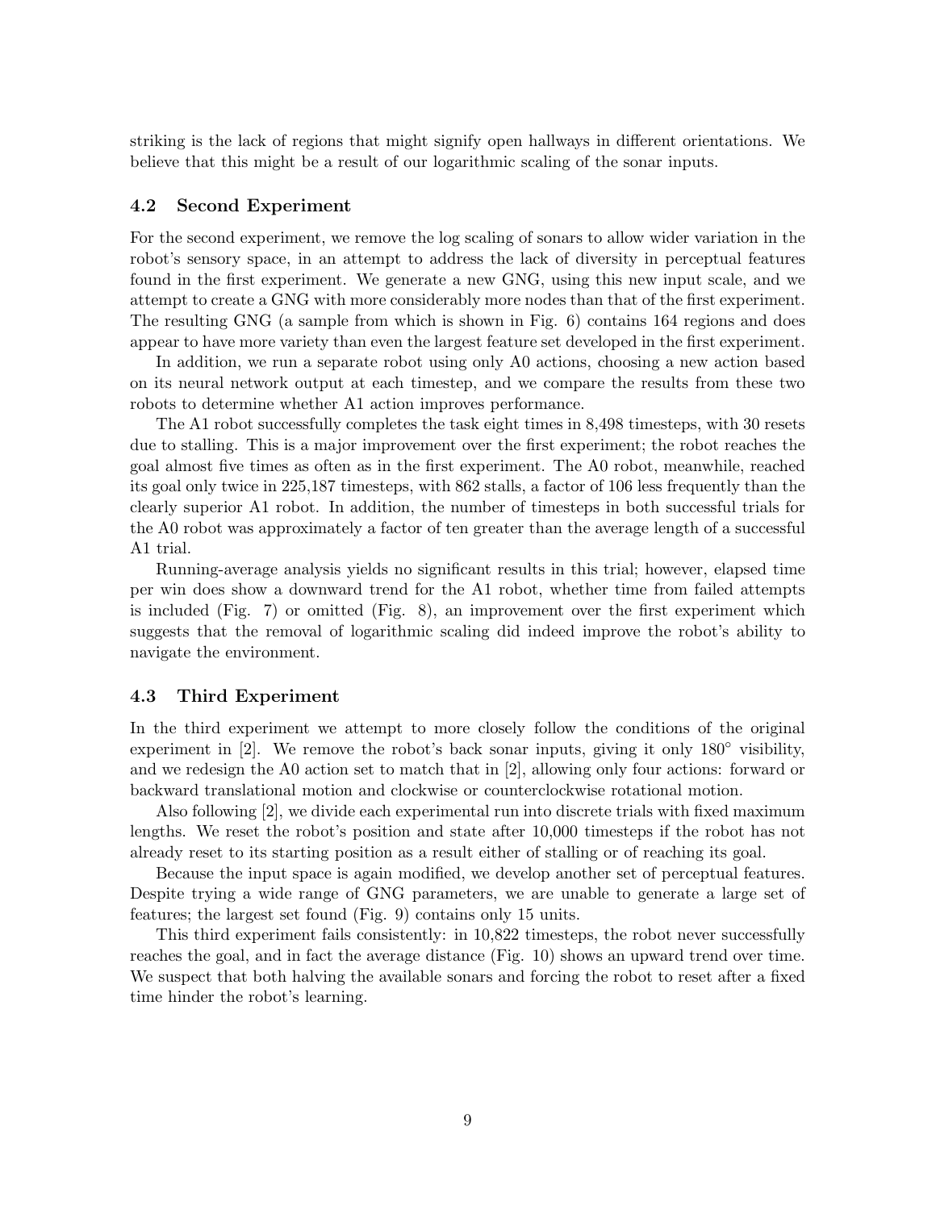striking is the lack of regions that might signify open hallways in different orientations. We believe that this might be a result of our logarithmic scaling of the sonar inputs.

### 4.2 Second Experiment

For the second experiment, we remove the log scaling of sonars to allow wider variation in the robot's sensory space, in an attempt to address the lack of diversity in perceptual features found in the first experiment. We generate a new GNG, using this new input scale, and we attempt to create a GNG with more considerably more nodes than that of the first experiment. The resulting GNG (a sample from which is shown in Fig. 6) contains 164 regions and does appear to have more variety than even the largest feature set developed in the first experiment.

In addition, we run a separate robot using only A0 actions, choosing a new action based on its neural network output at each timestep, and we compare the results from these two robots to determine whether A1 action improves performance.

The A1 robot successfully completes the task eight times in 8,498 timesteps, with 30 resets due to stalling. This is a major improvement over the first experiment; the robot reaches the goal almost five times as often as in the first experiment. The A0 robot, meanwhile, reached its goal only twice in 225,187 timesteps, with 862 stalls, a factor of 106 less frequently than the clearly superior A1 robot. In addition, the number of timesteps in both successful trials for the A0 robot was approximately a factor of ten greater than the average length of a successful A1 trial.

Running-average analysis yields no significant results in this trial; however, elapsed time per win does show a downward trend for the A1 robot, whether time from failed attempts is included (Fig. 7) or omitted (Fig. 8), an improvement over the first experiment which suggests that the removal of logarithmic scaling did indeed improve the robot's ability to navigate the environment.

### 4.3 Third Experiment

In the third experiment we attempt to more closely follow the conditions of the original experiment in [2]. We remove the robot's back sonar inputs, giving it only 180° visibility, and we redesign the A0 action set to match that in [2], allowing only four actions: forward or backward translational motion and clockwise or counterclockwise rotational motion.

Also following [2], we divide each experimental run into discrete trials with fixed maximum lengths. We reset the robot's position and state after 10,000 timesteps if the robot has not already reset to its starting position as a result either of stalling or of reaching its goal.

Because the input space is again modified, we develop another set of perceptual features. Despite trying a wide range of GNG parameters, we are unable to generate a large set of features; the largest set found (Fig. 9) contains only 15 units.

This third experiment fails consistently: in 10,822 timesteps, the robot never successfully reaches the goal, and in fact the average distance (Fig. 10) shows an upward trend over time. We suspect that both halving the available sonars and forcing the robot to reset after a fixed time hinder the robot's learning.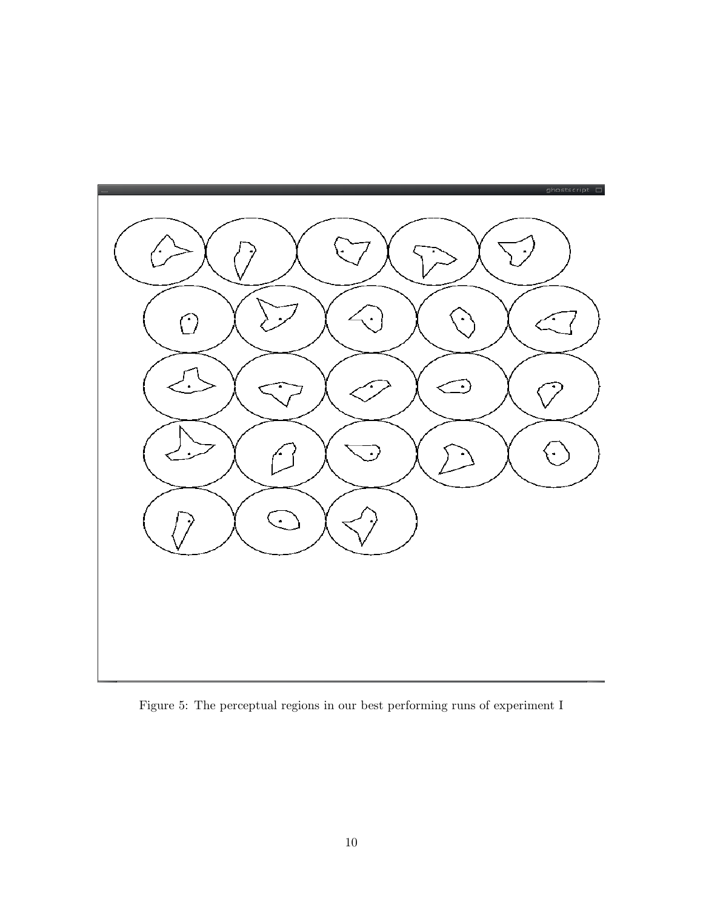Figure 5: The perceptual regions in our best performing runs of experiment I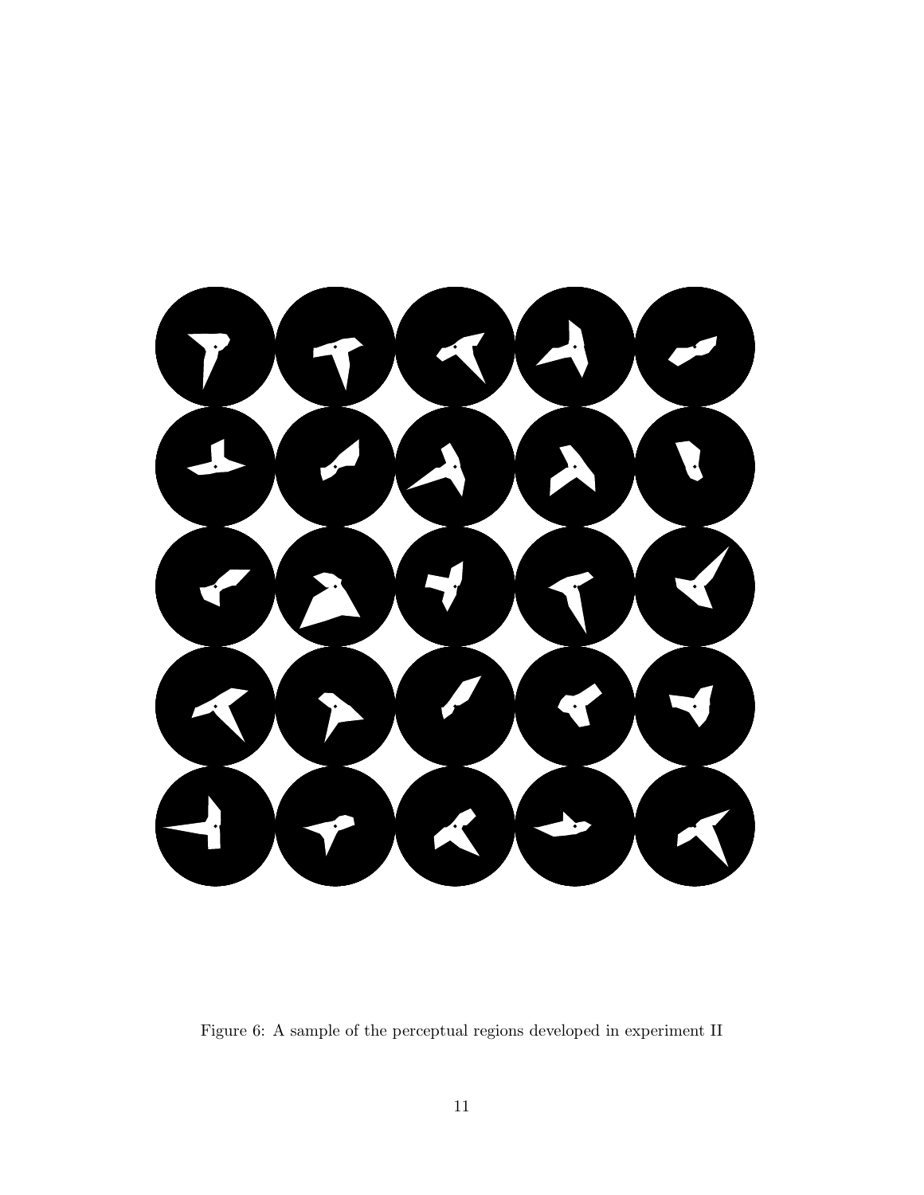Figure 6: A sample of the perceptual regions developed in experiment II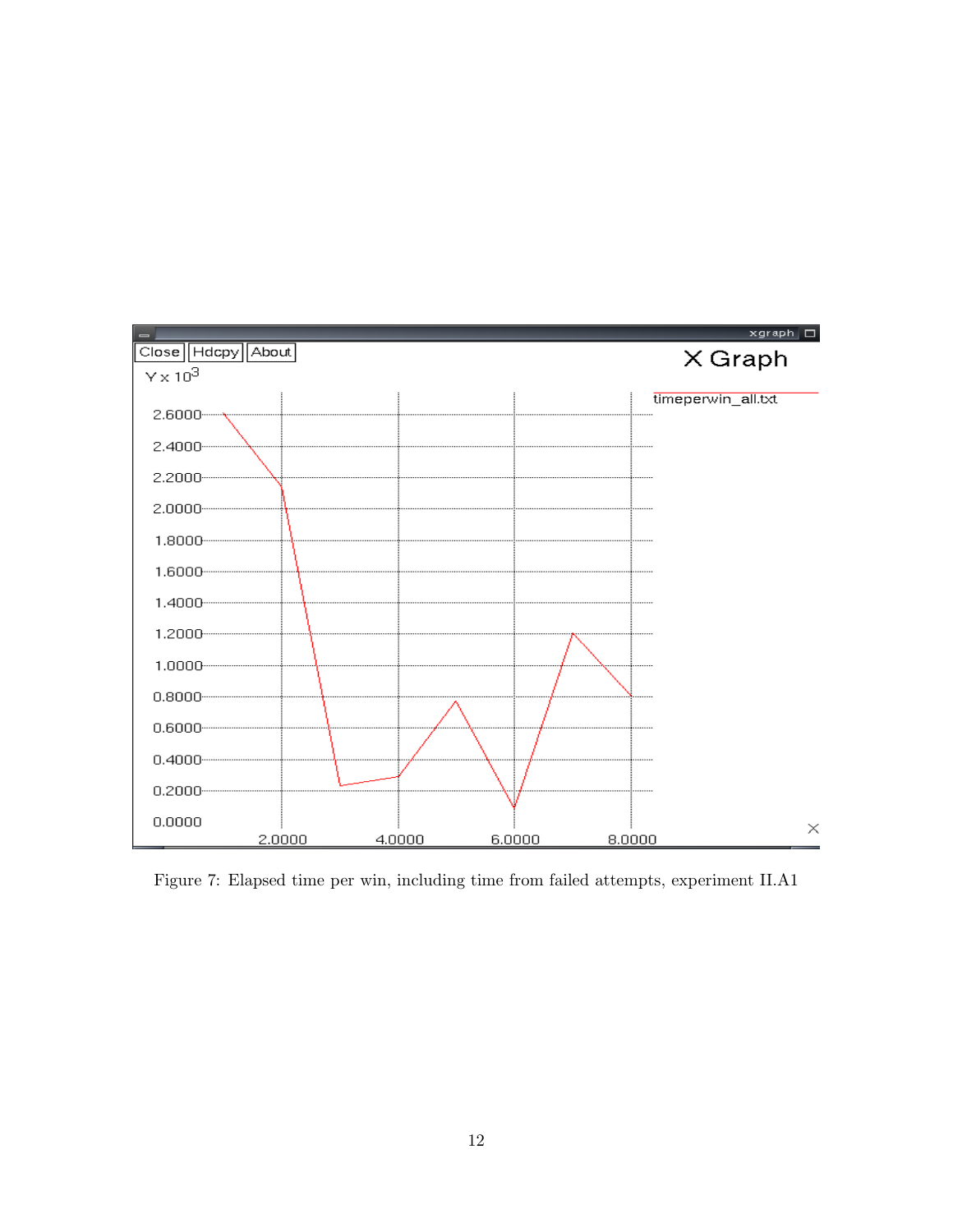Figure 7: Elapsed time per win, including time from failed attempts, experiment II.A1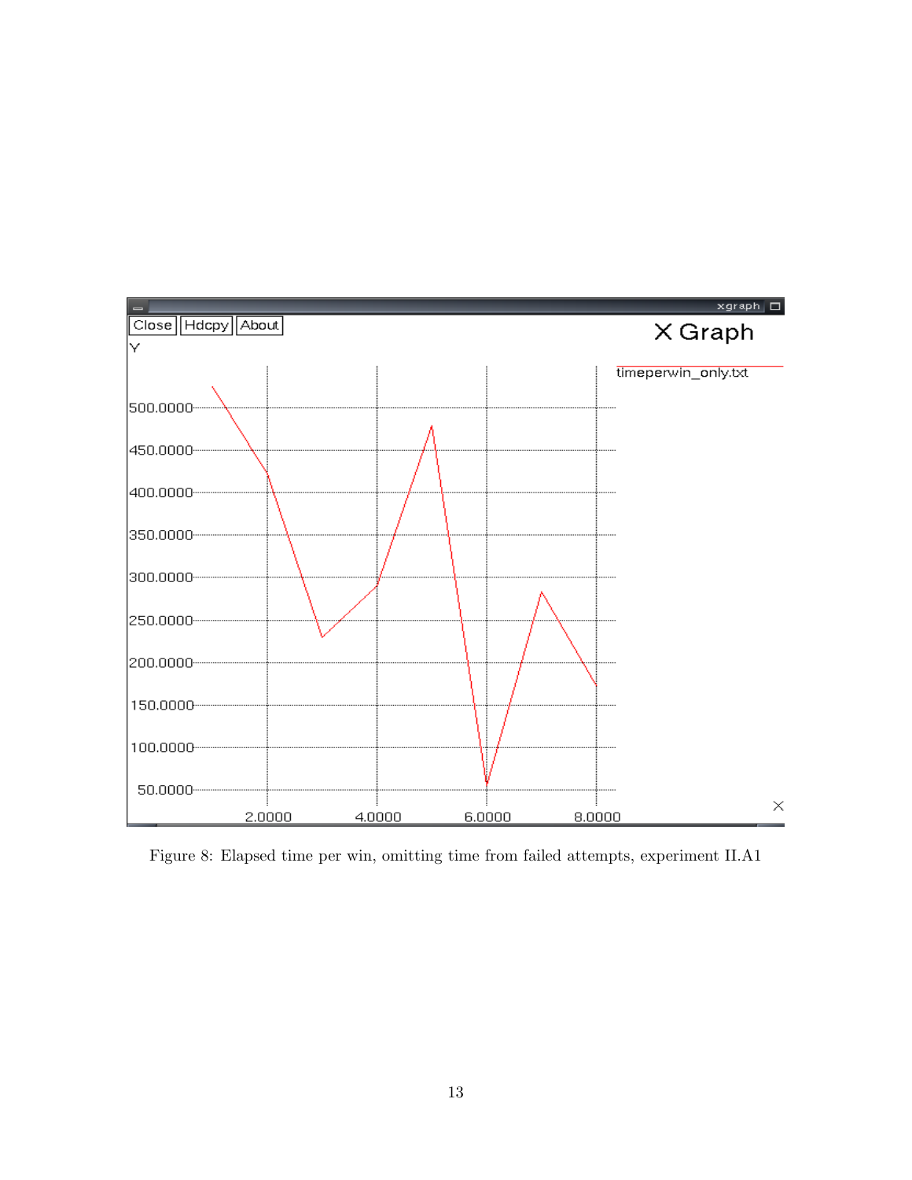Figure 8: Elapsed time per win, omitting time from failed attempts, experiment II.A1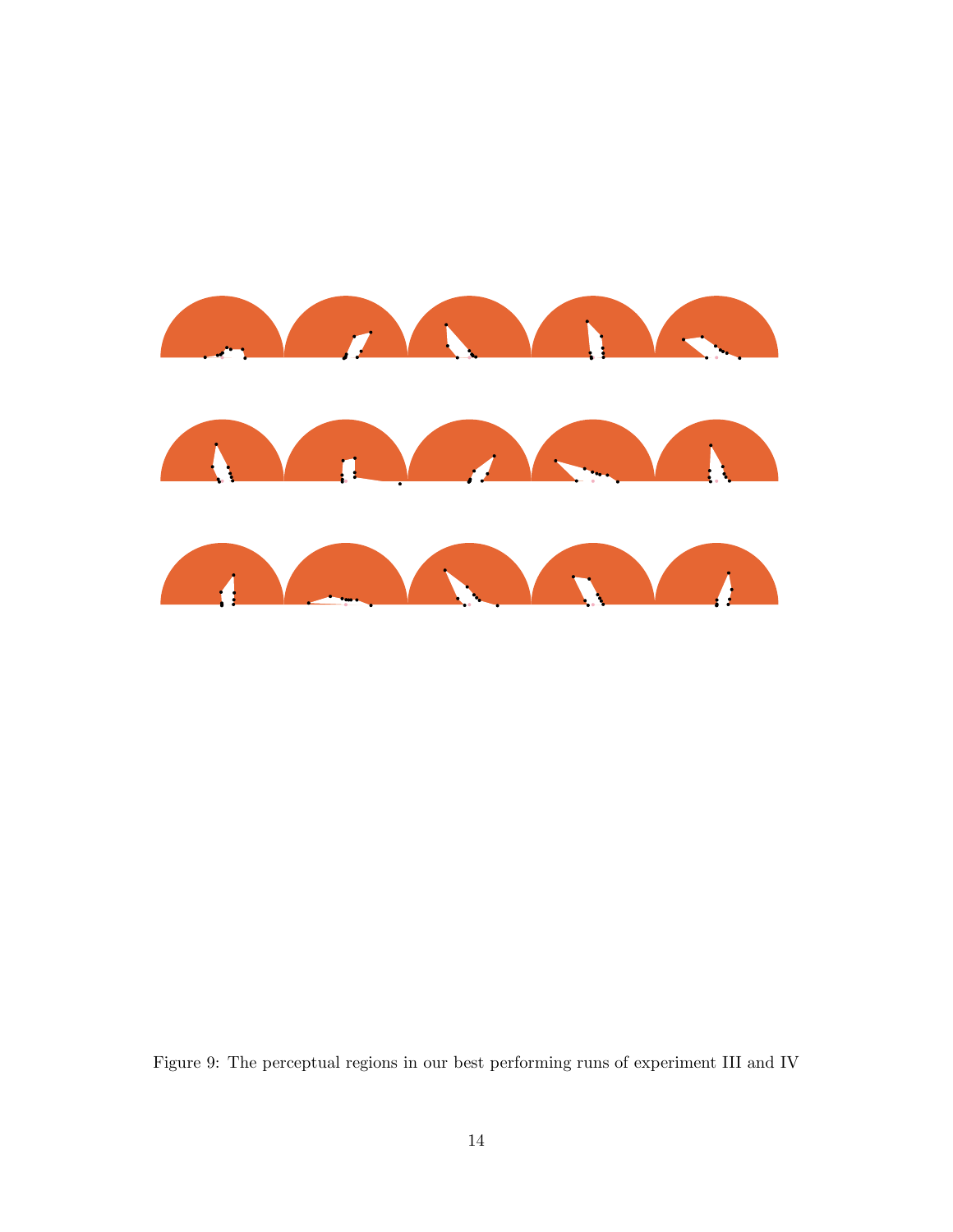Figure 9: The perceptual regions in our best performing runs of experiment III and IV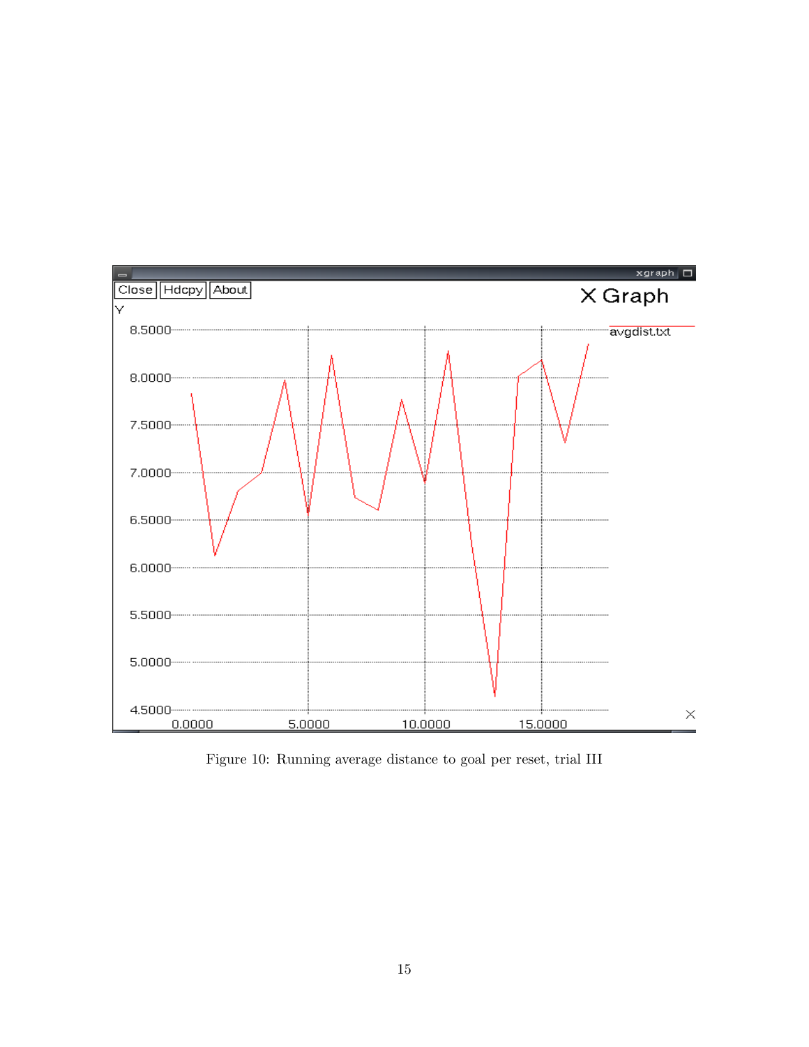Figure 10: Running average distance to goal per reset, trial III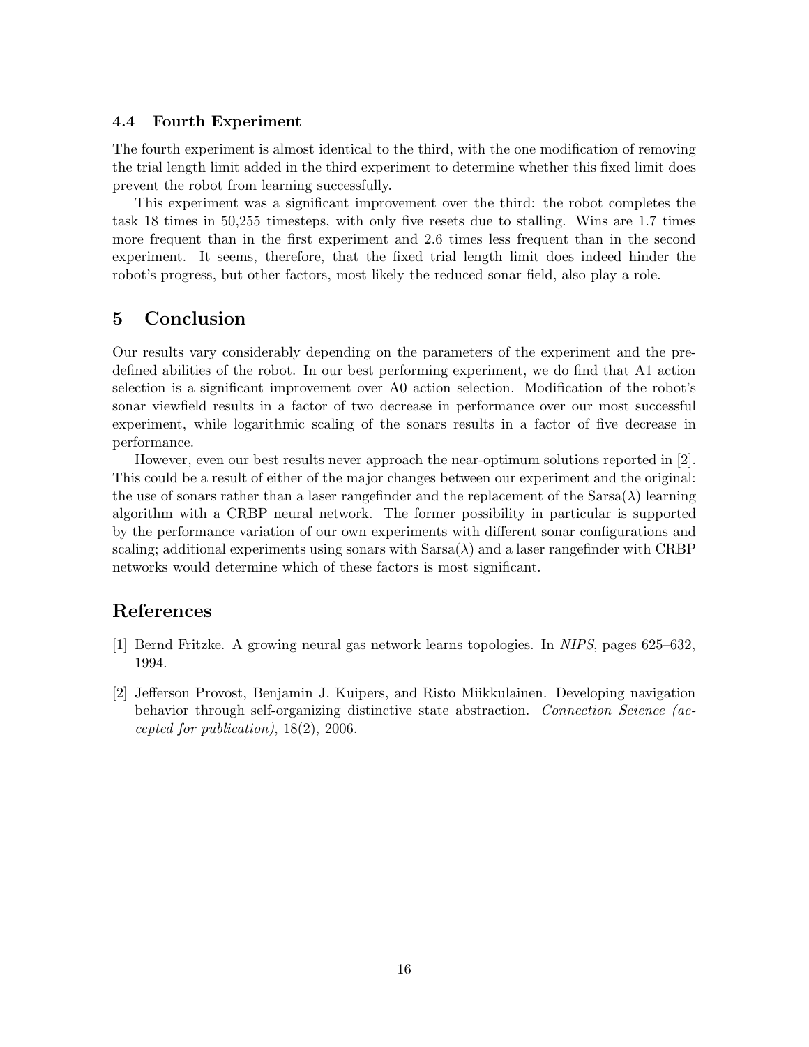### 4.4 Fourth Experiment

The fourth experiment is almost identical to the third, with the one modification of removing the trial length limit added in the third experiment to determine whether this fixed limit does prevent the robot from learning successfully.

This experiment was a significant improvement over the third: the robot completes the task 18 times in 50,255 timesteps, with only five resets due to stalling. Wins are 1.7 times more frequent than in the first experiment and 2.6 times less frequent than in the second experiment. It seems, therefore, that the fixed trial length limit does indeed hinder the robot's progress, but other factors, most likely the reduced sonar field, also play a role.

## 5 Conclusion

Our results vary considerably depending on the parameters of the experiment and the predefined abilities of the robot. In our best performing experiment, we do find that A1 action selection is a significant improvement over A0 action selection. Modification of the robot's sonar viewfield results in a factor of two decrease in performance over our most successful experiment, while logarithmic scaling of the sonars results in a factor of five decrease in performance.

However, even our best results never approach the near-optimum solutions reported in [2]. This could be a result of either of the major changes between our experiment and the original: the use of sonars rather than a laser rangefinder and the replacement of the Sarsa($\lambda$) learning algorithm with a CRBP neural network. The former possibility in particular is supported by the performance variation of our own experiments with different sonar configurations and scaling; additional experiments using sonars with Sarsa($\lambda$) and a laser rangefinder with CRBP networks would determine which of these factors is most significant.

## References

[1] Bernd Fritzke. A growing neural gas network learns topologies. In *NIPS*, pages 625–632, 1994.

[2] Jefferson Provost, Benjamin J. Kuipers, and Risto Miikkulainen. Developing navigation behavior through self-organizing distinctive state abstraction. *Connection Science (accepted for publication)*, 18(2), 2006.